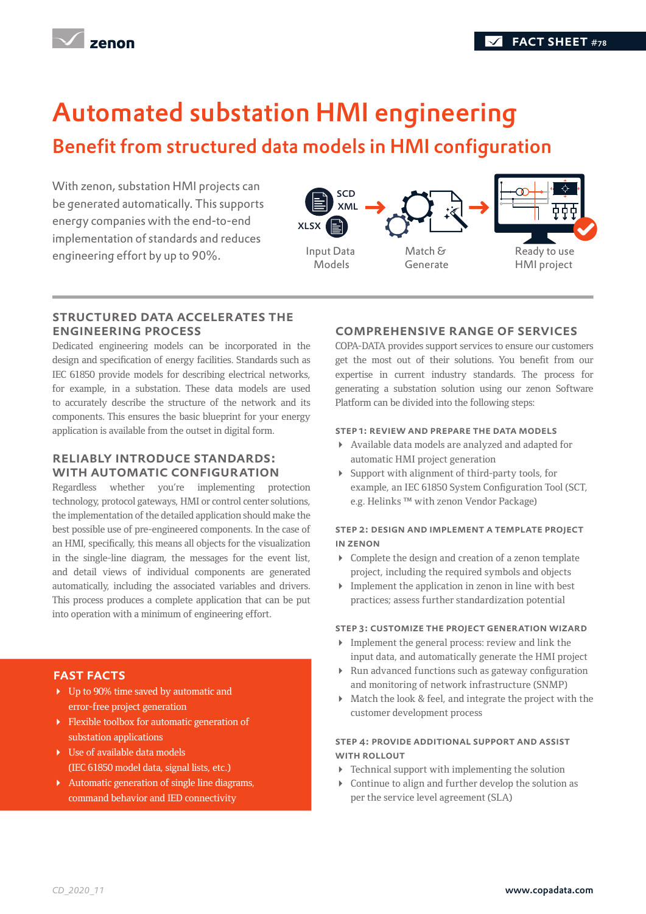FACT SHEET #78

# Automated substation HMI engineering

## Benefit from structured data models in HMI configuration

With zenon, substation HMI projects can be generated automatically. This supports energy companies with the end-to-end implementation of standards and reduces engineering effort by up to 90%.

SCD XML XLSX → Input Data Models → Match & Generate → Ready to use HMI project

### STRUCTURED DATA ACCELERATES THE ENGINEERING PROCESS

Dedicated engineering models can be incorporated in the design and specification of energy facilities. Standards such as IEC 61850 provide models for describing electrical networks, for example, in a substation. These data models are used to accurately describe the structure of the network and its components. This ensures the basic blueprint for your energy application is available from the outset in digital form.

### RELIABLY INTRODUCE STANDARDS: WITH AUTOMATIC CONFIGURATION

Regardless whether you're implementing protection technology, protocol gateways, HMI or control center solutions, the implementation of the detailed application should make the best possible use of pre-engineered components. In the case of an HMI, specifically, this means all objects for the visualization in the single-line diagram, the messages for the event list, and detail views of individual components are generated automatically, including the associated variables and drivers. This process produces a complete application that can be put into operation with a minimum of engineering effort.

### FAST FACTS

- Up to 90% time saved by automatic and error-free project generation
- Flexible toolbox for automatic generation of substation applications
- Use of available data models (IEC 61850 model data, signal lists, etc.)
- Automatic generation of single line diagrams, command behavior and IED connectivity

### COMPREHENSIVE RANGE OF SERVICES

COPA-DATA provides support services to ensure our customers get the most out of their solutions. You benefit from our expertise in current industry standards. The process for generating a substation solution using our zenon Software Platform can be divided into the following steps:

#### STEP 1: REVIEW AND PREPARE THE DATA MODELS

- Available data models are analyzed and adapted for automatic HMI project generation
- Support with alignment of third-party tools, for example, an IEC 61850 System Configuration Tool (SCT, e.g. Helinks ™ with zenon Vendor Package)

#### STEP 2: DESIGN AND IMPLEMENT A TEMPLATE PROJECT IN ZENON

- Complete the design and creation of a zenon template project, including the required symbols and objects
- Implement the application in zenon in line with best practices; assess further standardization potential

#### STEP 3: CUSTOMIZE THE PROJECT GENERATION WIZARD

- Implement the general process: review and link the input data, and automatically generate the HMI project
- Run advanced functions such as gateway configuration and monitoring of network infrastructure (SNMP)
- Match the look & feel, and integrate the project with the customer development process

#### STEP 4: PROVIDE ADDITIONAL SUPPORT AND ASSIST WITH ROLLOUT

- Technical support with implementing the solution
- Continue to align and further develop the solution as per the service level agreement (SLA)

CD_2020_11

www.copadata.com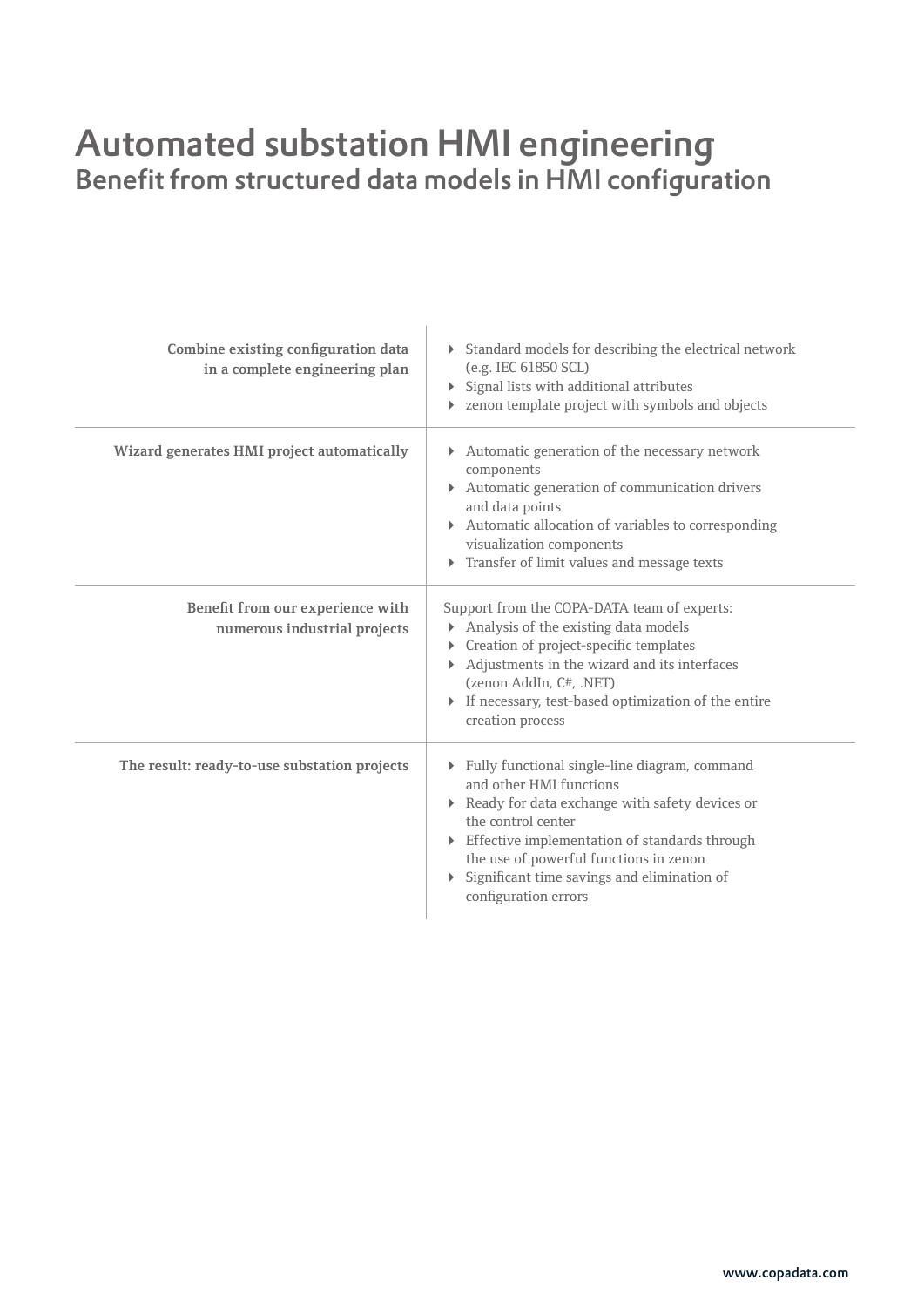# Automated substation HMI engineering
## Benefit from structured data models in HMI configuration

| | |
|---|---|
| **Combine existing configuration data in a complete engineering plan** | - Standard models for describing the electrical network (e.g. IEC 61850 SCL)<br>- Signal lists with additional attributes<br>- zenon template project with symbols and objects |
| **Wizard generates HMI project automatically** | - Automatic generation of the necessary network components<br>- Automatic generation of communication drivers and data points<br>- Automatic allocation of variables to corresponding visualization components<br>- Transfer of limit values and message texts |
| **Benefit from our experience with numerous industrial projects** | Support from the COPA-DATA team of experts:<br>- Analysis of the existing data models<br>- Creation of project-specific templates<br>- Adjustments in the wizard and its interfaces (zenon AddIn, C#, .NET)<br>- If necessary, test-based optimization of the entire creation process |
| **The result: ready-to-use substation projects** | - Fully functional single-line diagram, command and other HMI functions<br>- Ready for data exchange with safety devices or the control center<br>- Effective implementation of standards through the use of powerful functions in zenon<br>- Significant time savings and elimination of configuration errors |

www.copadata.com